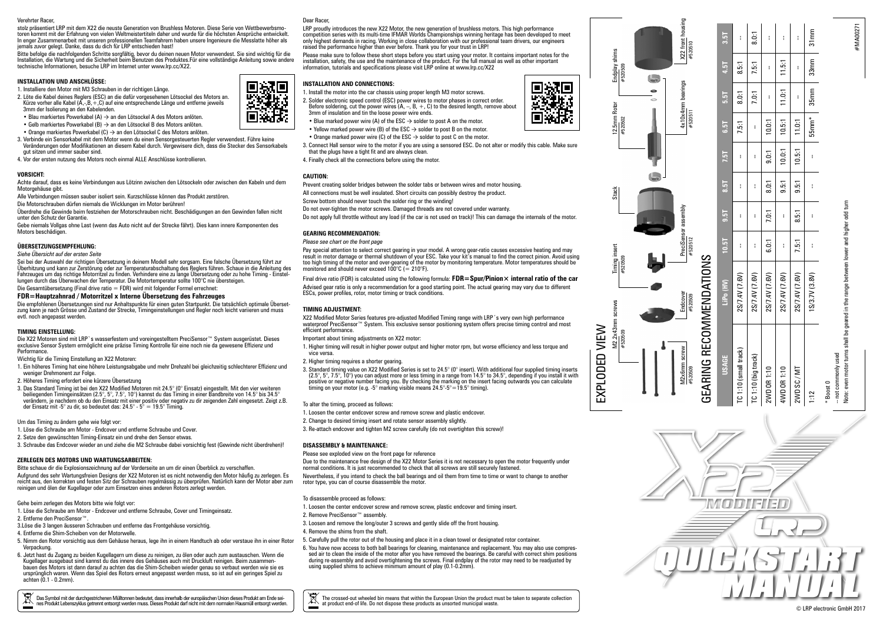Verehrter Racer,

stolz präsentiert LRP mit dem X22 die neuste Generation von Brushless Motoren. Diese Serie von Wettbewerbsmotoren kommt mit der Erfahrung von vielen Weltmeistertiteln daher und wurde für die höchsten Ansprüche entwickelt. In enger Zusammenarbeit mit unseren professionellen Teamfahrern haben unsere Ingenieure die Messlatte höher als jemals zuvor gelegt. Danke, dass du dich für LRP entschieden hast!

Bitte befolge die nachfolgenden Schritte sorgfältig, bevor du deinen neuen Motor verwendest. Sie sind wichtig für die Installation, die Wartung und die Sicherheit beim Benutzen des Produktes.Für eine vollständige Anleitung sowie andere technische Informationen, besuche LRP im Internet unter www.lrp.cc/X22.

### INSTALLATION UND ANSCHLÜSSE:

1. Installiere den Motor mit M3 Schrauben in der richtigen Länge.
2. Löte die Kabel deines Reglers (ESC) an die dafür vorgesehenen Lötsockel des Motors an. Kürze vorher alle Kabel (A,-,B,+,C) auf eine entsprechende Länge und entferne jeweils 3mm der Isolierung an den Kabelenden.
   - Blau markiertes Powerkabel (A) → an den Lötsockel A des Motors anlöten.
   - Gelb markiertes Powerkabel (B) → an den Lötsockel B des Motors anlöten.
   - Orange markiertes Powerkabel (C) → an den Lötsockel C des Motors anlöten.
3. Verbinde ein Sensorkabel mit dem Motor wenn du einen Sensorgesteuerten Regler verwendest. Führe keine Veränderungen oder Modifikationen an diesem Kabel durch. Vergewissere dich, dass die Stecker des Sensorkabels gut sitzen und immer sauber sind.
4. Vor der ersten nutzung des Motors noch einmal ALLE Anschlüsse kontrollieren.

### VORSICHT:

Achte darauf, dass es keine Verbindungen aus Lötzinn zwischen den Lötsockeln oder zwischen den Kabeln und dem Motorgehäuse gibt.

Alle Verbindungen müssen sauber isoliert sein. Kurzschlüsse können das Produkt zerstören.

Die Motorschrauben dürfen niemals die Wicklungen im Motor berühren!

Überdrehe die Gewinde beim festziehen der Motorschrauben nicht. Beschädigungen an den Gewinden fallen nicht unter den Schutz der Garantie.

Gebe niemals Vollgas ohne Last (wenn das Auto nicht auf der Strecke fährt). Dies kann innere Komponenten des Motors beschädigen.

### ÜBERSETZUNGSEMPFEHLUNG:

*Siehe Übersicht auf der ersten Seite*

Sei bei der Auswahl der richtigen Übersetzung in deinem Modell sehr sorgsam. Eine falsche Übersetzung führt zur Überhitzung und kann zur Zerstörung oder zur Temperaturabschaltung des Reglers führen. Schaue in die Anleitung des Fahrzeuges um das richtige Motorritzel zu finden. Verhindere eine zu lange Übersetzung oder zu hohe Timing - Einstellungen durch das Überwachen der Temperatur. Die Motortemperatur sollte 100°C nie übersteigen.

Die Gesamtübersetzung (Final drive ratio = FDR) wird mit folgender Formel errechnet:

**FDR=Hauptzahnrad / Motorritzel x Interne Übersetzung des Fahrzeuges**

Die empfohlenen Übersetzungen sind nur Anhaltspunkte für einen guten Startpunkt. Die tatsächlich optimale Übersetzung kann je nach Grösse und Zustand der Strecke, Timingeinstellungen und Regler noch leicht variieren und muss evtl. noch angepasst werden.

### TIMING EINSTELLUNG:

Die X22 Motoren sind mit LRP´s wasserfestem und voreingestelltem PreciSensor™ System ausgerüstet. Dieses exclusive Sensor System ermöglicht eine präzise Timing Kontrolle für eine noch nie da gewesene Effizienz und Performance.

Wichtig für die Timing Einstellung an X22 Motoren:

1. Ein höheres Timing hat eine höhere Leistungsabgabe und mehr Drehzahl bei gleichzeitig schlechterer Effizienz und weniger Drehmoment zur Folge.
2. Höheres Timing erfordert eine kürzere Übersetzung
3. Das Standard Timing ist bei den X22 Modified Motoren mit 24.5° (0° Einsatz) eingestellt. Mit den vier weiteren beiliegenden Timingeinsätzen (2.5°, 5°, 7.5°, 10°) kannst du das Timing in einer Bandbreite von 14.5° bis 34.5° verändern, je nachdem ob du den Einsatz mit einer positiv oder negativ zu dir zeigenden Zahl eingesetzt. Zeigt z.B. der Einsatz mit -5° zu dir, so bedeutet das: 24.5° - 5° = 19.5° Timing.

Um das Timing zu ändern gehe wie folgt vor:

1. Löse die Schraube am Motor - Endcover und entferne Schraube und Cover.
2. Setze den gewünschten Timing-Einsatz ein und drehe den Sensor etwas.
3. Schraube das Endcover wieder an und ziehe die M2 Schraube dabei vorsichtig fest (Gewinde nicht überdrehen)!

### ZERLEGEN DES MOTORS UND WARTUNGSARBEITEN:

Bitte schaue dir die Explosionszeichnung auf der Vorderseite an um dir einen Überblick zu verschaffen.

Aufgrund des sehr Wartungsfreien Designs der X22 Motoren ist es nicht notwendig den Motor häufig zu zerlegen. Es reicht aus, den korrekten und festen Sitz der Schrauben regelmässig zu überprüfen. Natürlich kann der Motor aber zum reinigen und ölen der Kugellager oder zum Einsetzen eines anderen Rotors zerlegt werden.

Gehe beim zerlegen des Motors bitte wie folgt vor:

1. Löse die Schraube am Motor - Endcover und entferne Schraube, Cover und Timingeinsatz.
2. Entferne den PreciSensor™.
3. Löse die 3 langen äusseren Schrauben und entferne das Frontgehäuse vorsichtig.
4. Entferne die Shim-Scheiben von der Motorwelle.
5. Nimm den Rotor vorsichtig aus dem Gehäuse heraus, lege ihn in einem Handtuch ab oder verstaue ihn in einer Rotor Verpackung.
6. Jetzt hast du Zugang zu beiden Kugellagern um diese zu reinigen, zu ölen oder auch zum austauschen. Wenn die Kugellager ausgebaut sind kannst du das innere des Gehäuses auch mit Druckluft reinigen. Beim zusammenbauen des Motors ist dann darauf zu achten das die Shim-Scheiben wieder genau so verbaut werden wie sie es ursprünglich waren. Wenn das Spiel des Rotors erneut angepasst werden muss, so ist auf ein geringes Spiel zu achten (0.1 - 0.2mm).

Das Symbol mit der durchgestrichenen Mülltonnen bedeutet, dass innerhalb der europäischen Union dieses Produkt am Ende seines Produkt Lebenszyklus getrennt entsorgt werden muss. Dieses Produkt darf nicht mit dem normalen Hausmüll entsorgt werden.

---

Dear Racer,

LRP proudly introduces the new X22 Motor, the new generation of brushless motors. This high performance competition series with its multi-time IFMAR Worlds Championships winning heritage has been developed to meet only highest demands in racing. Working in close collaboration with our professional team drivers, our engineers raised the performance higher than ever before. Thank you for your trust in LRP!

Please make sure to follow these short steps before you start using your motor. It contains important notes for the installation, safety, the use and the maintenance of the product. For the full manual as well as other important information, tutorials and specifications please visit LRP online at www.lrp.cc/X22

### INSTALLATION AND CONNECTIONS:

1. Install the motor into the car chassis using proper length M3 motor screws.
2. Solder electronic speed control (ESC) power wires to motor phases in correct order. Before soldering, cut the power wires (A, –, B, +, C) to the desired length, remove about 3mm of insulation and tin the loose power wire ends.
   - Blue marked power wire (A) of the ESC → solder to post A on the motor.
   - Yellow marked power wire (B) of the ESC → solder to post B on the motor.
   - Orange marked power wire (C) of the ESC → solder to post C on the motor.
3. Connect Hall sensor wire to the motor if you are using a sensored ESC. Do not alter or modify this cable. Make sure that the plugs have a tight fit and are always clean.
4. Finally check all the connections before using the motor.

### CAUTION:

Prevent creating solder bridges between the solder tabs or between wires and motor housing.

All connections must be well insulated. Short circuits can possibly destroy the product.

Screw bottom should never touch the solder ring or the winding!

Do not over-tighten the motor screws. Damaged threads are not covered under warranty.

Do not apply full throttle without any load (if the car is not used on track)! This can damage the internals of the motor.

### GEARING RECOMMENDATION:

*Please see chart on the front page*

Pay special attention to select correct gearing in your model. A wrong gear-ratio causes excessive heating and may result in motor damage or thermal shutdown of your ESC. Take your kit´s manual to find the correct pinion. Avoid using too high timing of the motor and over-gearing of the motor by monitoring temperature. Motor temperatures should be monitored and should never exceed 100°C (= 210°F).

Final drive ratio (FDR) is calculated using the following formula: **FDR=Spur/Pinion× internal ratio of the car**

Advised gear ratio is only a recommendation for a good starting point. The actual gearing may vary due to different ESCs, power profiles, rotor, motor timing or track conditions.

### TIMING ADJUSTMENT:

X22 Modified Motor Series features pre-adjusted Modified Timing range with LRP´s very own high performance waterproof PreciSensor™ System. This exclusive sensor positioning system offers precise timing control and most efficient performance.

Important about timing adjustments on X22 motor:

1. Higher timing will result in higher power output and higher motor rpm, but worse efficiency and less torque and vice versa.
2. Higher timing requires a shorter gearing.
3. Standard timing value on X22 Modified Series is set to 24.5° (0° insert). With additional four supplied timing inserts (2.5°, 5°, 7.5°, 10°) you can adjust more or less timing in a range from 14.5° to 34.5°, depending if you install it with positive or negative number facing you. By checking the marking on the insert facing outwards you can calculate timing on your motor (e.g. -5° marking visible means 24.5°-5°=19.5° timing).

To alter the timing, proceed as follows:

1. Loosen the center endcover screw and remove screw and plastic endcover.
2. Change to desired timing insert and rotate sensor assembly slightly.
3. Re-attach endcover and tighten M2 screw carefully (do not overtighten this screw)!

### DISASSEMBLY & MAINTENANCE:

Please see exploded view on the front page for reference

Due to the maintenance free design of the X22 Motor Series it is not necessary to open the motor frequently under normal conditions. It is just recommended to check that all screws are still securely fastened.

Nevertheless, if you intend to check the ball bearings and oil them from time to time or want to change to another rotor type, you can of course disassemble the motor.

To disassemble proceed as follows:

1. Loosen the center endcover screw and remove screw, plastic endcover and timing insert.
2. Remove PreciSensor™ assembly.
3. Loosen and remove the long/outer 3 screws and gently slide off the front housing.
4. Remove the shims from the shaft.
5. Carefully pull the rotor out of the housing and place it in a clean towel or designated rotor container.
6. You have now access to both ball bearings for cleaning, maintenance and replacement. You may also use compressed air to clean the inside of the motor after you have removed the bearings. Be careful with correct shim positions during re-assembly and avoid overtightening the screws. Final endplay of the rotor may need to be readjusted by using supplied shims to achieve minimum amount of play (0.1-0.2mm).

The crossed-out wheeled bin means that within the European Union the product must be taken to separate collection at product end-of-life. Do not dispose these products as unsorted municipal waste.

---

## EXPLODED VIEW

M2.2x43mm screws #520509 · M2x6mm screw #520509 · Endcover #520509 · Timing insert #520509 · PreciSensor assembly #520512 · Stack · 12.5mm Rotor #520502 · Endplay shims #520509 · 4x10x4mm bearings #520511 · X22 front housing #520510

## GEARING RECOMMENDATIONS

| USAGE | LiPo (HV) | 10.5T | 9.5T | 8.5T | 7.5T | 6.5T | 5.5T | 4.5T | 3.5T |
|---|---|---|---|---|---|---|---|---|---|
| TC 1:10 (small track) | 2S/7.4V (7.6V) | -- | - | -- | - | 7.5:1 | 8.0:1 | 8.5:1 | -- |
| TC 1:10 (big track) | 2S/7.4V (7.6V) | -- | - | -- | - | - | 7.0:1 | 7.5:1 | 8.0:1 |
| 2WD OR 1:10 | 2S/7.4V (7.6V) | 6.0:1 | 7.0:1 | 8.0:1 | 9.0:1 | 10.0:1 | - | - | -- |
| 4WD OR 1:10 | 2S/7.4V (7.6V) | -- | - | 9.5:1 | 10.0:1 | 10.5:1 | 11.0:1 | 11.5:1 | -- |
| 2WD SC / MT | 2S/7.4V (7.6V) | 7.5:1 | 8.5:1 | 9.5:1 | 10.5:1 | 11.0:1 | - | - | -- |
| 1:12 | 1S/3.7V (3.8V) | -- | - | -- | - | 55mm* | 35mm | 33mm | 31mm |

\* Boost 0

-- not commonly used

Note: even motor turns shall be geared in the range between lower and higher odd turn

#MA00271

# X22 MODIFIED LRP QUICKSTART MANUAL

© LRP electronic GmbH 2017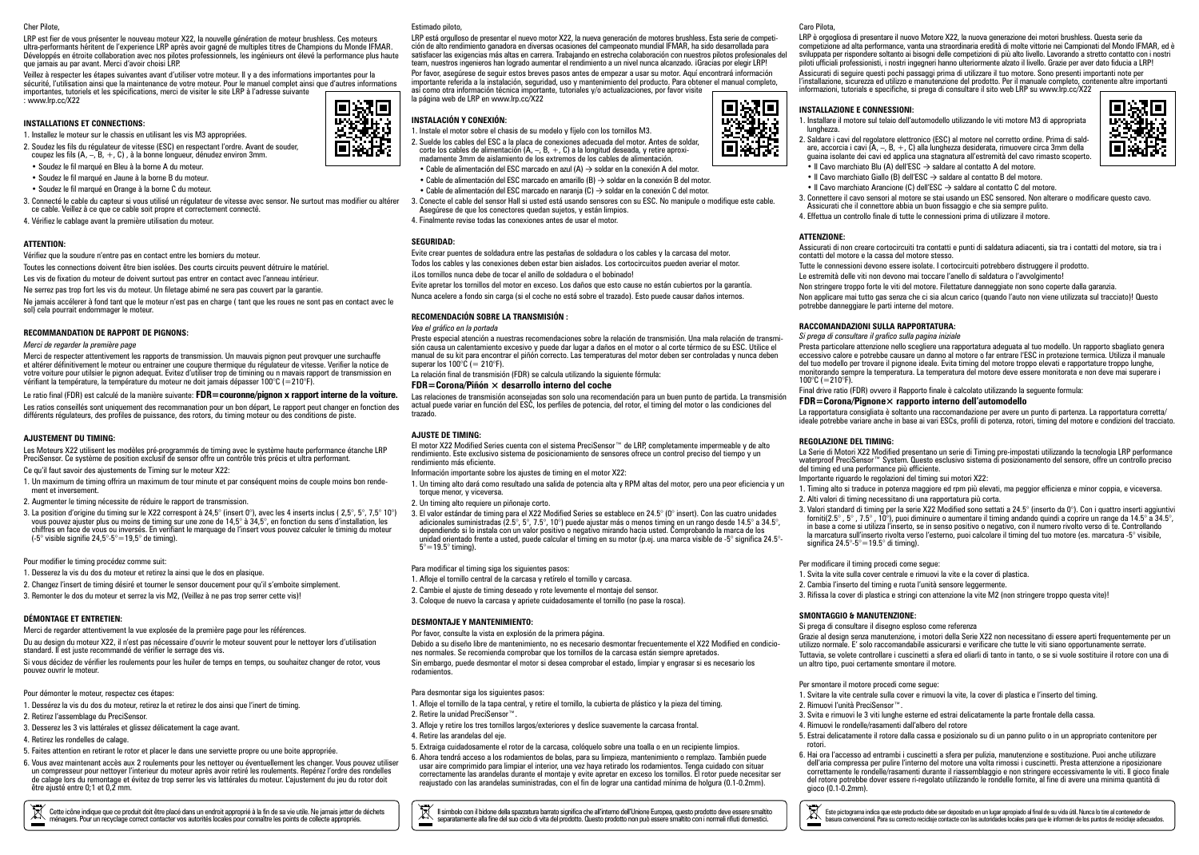Cher Pilote,

LRP est fier de vous présenter le nouveau moteur X22, la nouvelle génération de moteur brushless. Ces moteurs ultra-performants héritent de l'experience LRP après avoir gagné de multiples titres de Champions du Monde IFMAR. Développés en étroite collaboration avec nos pilotes professionnels, les ingénieurs ont élevé la performance plus haute que jamais au par avant. Merci d'avoir choisi LRP.

Veillez à respecter les étapes suivantes avant d'utiliser votre moteur. Il y a des informations importantes pour la sécurité, l'utilisation ainsi que la maintenance de votre moteur. Pour le manuel complet ainsi que d'autres informations importantes, tutoriels et les spécifications, merci de visiter le site LRP à l'adresse suivante : www.lrp.cc/X22

### INSTALLATIONS ET CONNECTIONS:

1. Installez le moteur sur le chassis en utilisant les vis M3 appropriées.
2. Soudez les fils du régulateur de vitesse (ESC) en respectant l'ordre. Avant de souder, coupez les fils (A, –, B, +, C) , à la bonne longueur, dénudez environ 3mm.
   - Soudez le fil marqué en Bleu à la borne A du moteur.
   - Soudez le fil marqué en Jaune à la borne B du moteur.
   - Soudez le fil marqué en Orange à la borne C du moteur.
3. Connecté le cable du capteur si vous utilisé un régulateur de vitesse avec sensor. Ne surtout mas modifier ou altérer ce cable. Veillez à ce que ce cable soit propre et correctement connecté.
4. Vérifiez le cablage avant la première utilisation du moteur.

### ATTENTION:

Vérifiez que la soudure n'entre pas en contact entre les borniers du moteur.

Toutes les connections doivent être bien isolées. Des courts circuits peuvent détruire le matériel.

Les vis de fixation du moteur de doivent surtout pas entrer en contact avec l'anneau intérieur.

Ne serrez pas trop fort les vis du moteur. Un filetage abîmé ne sera pas couvert par la garantie.

Ne jamais accélérer à fond tant que le moteur n'est pas en charge ( tant que les roues ne sont pas en contact avec le sol) cela pourrait endommager le moteur.

### RECOMMANDATION DE RAPPORT DE PIGNONS:

*Merci de regarder la première page*

Merci de respecter attentivement les rapports de transmission. Un mauvais pignon peut provquer une surchauffe et altérer définitivement le moteur ou entrainer une coupure thermique du régulateur de vitesse. Vérifier la notice de votre voiture pour utilisér le pignon adequat. Evitez d'utiliser trop de timing ou n avais rapport de transmission en vérifiant la température, la température du moteur ne doit jamais dépasser 100°C (=210°F).

Le ratio final (FDR) est calculé de la manière suivante: **FDR=couronne/pignon x rapport interne de la voiture.**

Les ratios conseillés sont uniquement des recommandation pour un bon départ, Le rapport peut changer en fonction des différents régulateurs, des profiles de puissance, des rotors, du timing moteur ou des conditions de piste.

### AJUSTEMENT DU TIMING:

Les Moteurs X22 utilisent les modèles pré-programmés de timing avec le système haute performance étanche LRP PreciSensor. Ce système de position exclusif de sensor offre un contrôle très précis et ultra performant.

Ce qu'il faut savoir des ajustements de Timing sur le moteur X22:

1. Un maximum de timing offrira un maximum de tour minute et par conséquent moins de couple moins bon rendement et inversement.
2. Augmenter le timing nécessite de réduire le rapport de transmission.
3. La position d'origine du timing sur le X22 correspont à 24,5° (insert 0°), avec les 4 inserts inclus ( 2,5°, 5°, 7,5° 10°) vous pouvez ajuster plus ou moins de timing sur une zone de 14,5° à 34,5°, en fonction du sens d'installation, les chiffres en face de vous ou inversés. En vérifiant le marquage de l'insert vous pouvez calculer le timinig du moteur (-5° visible signifie 24,5°-5°=19,5° de timing).

Pour modifier le timing procédez comme suit:

1. Desserez la vis du dos du moteur et retirez la ainsi que le dos en plasique.
2. Changez l'insert de timing désiré et tourner le sensor doucement pour qu'il s'emboite simplement.
3. Remonter le dos du moteur et serrez la vis M2, (Veillez à ne pas trop serrer cette vis)!

### DÉMONTAGE ET ENTRETIEN:

Merci de regarder attentivement la vue explosée de la première page pour les références.

Du au design du moteur X22, il n'est pas nécessaire d'ouvrir le moteur souvent pour le nettoyer lors d'utilisation standard. Il est juste recommandé de vérifier le serrage des vis.

Si vous décidez de vérifier les roulements pour les huiler de temps en temps, ou souhaitez changer de rotor, vous pouvez ouvrir le moteur.

Pour démonter le moteur, respectez ces étapes:

1. Dessérez la vis du dos du moteur, retirez la et retirez le dos ainsi que l'inert de timing.
2. Retirez l'assemblage du PreciSensor.
3. Desserez les 3 vis lattérales et glissez délicatement la cage avant.
4. Retirez les rondelles de calage.
5. Faites attention en retirant le rotor et placer le dans une serviette propre ou une boite appropriée.
6. Vous avez maintenant accès aux 2 roulements pour les nettoyer ou éventuellement les changer. Vous pouvez utiliser un compresseur pour nettoyer l'interieur du moteur après avoir retiré les roulements. Repérez l'ordre des rondelles de calage lors du remontage et évitez de trop serrer les vis lattérales du moteur. L'ajustement du jeu du rotor doit être ajusté entre 0;1 et 0,2 mm.

Cette icône indique que ce produit doit être placé dans un endroit approprié à la fin de sa vie utile. Ne jamais jetter de déchets ménagers. Pour un recyclage correct contacter vos autorités locales pour connaître les points de collecte appropriés.

Estimado piloto,

LRP está orgulloso de presentar el nuevo motor X22, la nueva generación de motores brushless. Esta serie de competición de alto rendimiento ganadora en diversas ocasiones del campeonato mundial IFMAR, ha sido desarrollada para satisfacer las exigencias más altas en carrera. Trabajando en estrecha colaboración con nuestros pilotos profesionales del team, nuestros ingenieros han logrado aumentar el rendimiento a un nivel nunca alcanzado. ¡Gracias por elegir LRP!

Por favor, asegúrese de seguir estos breves pasos antes de empezar a usar su motor. Aquí encontrará información importante referida a la instalación, seguridad, uso y mantenimiento del producto. Para obtener el manual completo, así como otra información técnica importante, tutoriales y/o actualizaciones, por favor visite la página web de LRP en www.lrp.cc/X22

### INSTALACIÓN Y CONEXIÓN:

1. Instale el motor sobre el chasis de su modelo y fíjelo con los tornillos M3.
2. Suelde los cables del ESC a la placa de conexiones adecuada del motor. Antes de soldar, corte los cables de alimentación (A, –, B, +, C) a la longitud deseada, y retire aproximadamente 3mm de aislamiento de los extremos de los cables de alimentación.
   - Cable de alimentación del ESC marcado en azul (A) → soldar en la conexión A del motor.
   - Cable de alimentación del ESC marcado en amarillo (B) → soldar en la conexión B del motor.
   - Cable de alimentación del ESC marcado en naranja (C) → soldar en la conexión C del motor.
3. Conecte el cable del sensor Hall si usted está usando sensores con su ESC. No manipule o modifique este cable. Asegúrese de que los conectores quedan sujetos, y están limpios.
4. Finalmente revise todas las conexiones antes de usar el motor.

### SEGURIDAD:

Evite crear puentes de soldadura entre las pestañas de soldadura o los cables y la carcasa del motor.

Todos los cables y las conexiones deben estar bien aislados. Los cortocircuitos pueden averiar el motor.

¡Los tornillos nunca debe de tocar el anillo de soldadura o el bobinado!

Evite apretar los tornillos del motor en exceso. Los daños que esto cause no están cubiertos por la garantía.

Nunca acelere a fondo sin carga (si el coche no está sobre el trazado). Esto puede causar daños internos.

### RECOMENDACIÓN SOBRE LA TRANSMISIÓN :

*Vea el gráfico en la portada*

Preste especial atención a nuestras recomendaciones sobre la relación de transmisión. Una mala relación de transmisión causa un calentamiento excesivo y puede dar lugar a daños en el motor o al corte térmico de su ESC. Utilice el manual de su kit para encontrar el piñón correcto. Las temperaturas del motor deben ser controladas y nunca deben superar los 100°C (= 210°F).

La relación final de transmisión (FDR) se calcula utilizando la siguiente fórmula:

**FDR=Corona/Piñón × desarrollo interno del coche**

Las relaciones de transmisión aconsejadas son solo una recomendación para un buen punto de partida. La transmisión actual puede variar en función del ESC, los perfiles de potencia, del rotor, el timing del motor o las condiciones del trazado.

### AJUSTE DE TIMING:

El motor X22 Modified Series cuenta con el sistema PreciSensor™ de LRP, completamente impermeable y de alto rendimiento. Este exclusivo sistema de posicionamiento de sensores ofrece un control preciso del tiempo y un rendimiento más eficiente.

Información importante sobre los ajustes de timing en el motor X22:

1. Un timing alto dará como resultado una salida de potencia alta y RPM altas del motor, pero una peor eficiencia y un torque menor, y viceversa.
2. Un timing alto requiere un piñonaje corto.
3. El valor estándar de timing para el X22 Modified Series se establece en 24.5° (0° insert). Con las cuatro unidades adicionales suministradas (2.5°, 5°, 7.5°, 10°) puede ajustar más o menos timing en un rango desde 14.5° a 34.5°, dependiendo si lo instala con un valor positivo o negativo mirando hacia usted. Comprobando la marca de los unidad orientado frente a usted, puede calcular el timing en su motor (p.ej. una marca visible de -5° significa 24.5°-5°=19.5° timing).

Para modificar el timing siga los siguientes pasos:

1. Afloje el tornillo central de la carcasa y retírelo el tornillo y carcasa.
2. Cambie el ajuste de timing deseado y rote levemente el montaje del sensor.
3. Coloque de nuevo la carcasa y apriete cuidadosamente el tornillo (no pase la rosca).

### DESMONTAJE Y MANTENIMIENTO:

Por favor, consulte la vista en explosión de la primera página.

Debido a su diseño libre de mantenimiento, no es necesario desmontar frecuentemente el X22 Modified en condiciones normales. Se recomienda comprobar que los tornillos de la carcasa están siempre apretados.

Sin embargo, puede desmontar el motor si desea comprobar el estado, limpiar y engrasar si es necesario los rodamientos.

Para desmontar siga los siguientes pasos:

1. Afloje el tornillo de la tapa central, y retire el tornillo, la cubierta de plástico y la pieza del timing.
2. Retire la unidad PreciSensor™.
3. Afloje y retire los tres tornillos largos/exteriores y deslice suavemente la carcasa frontal.
4. Retire las arandelas del eje.
5. Extraiga cuidadosamente el rotor de la carcasa, colóquelo sobre una toalla o en un recipiente limpios.
6. Ahora tendrá acceso a los rodamientos de bolas, para su limpieza, mantenimiento o remplazo. También puede usar aire comprimido para limpiar el interior, una vez haya retirado los rodamientos. Tenga cuidado con situar correctamente las arandelas durante el montaje y evite apretar en exceso los tornillos. El rotor puede necesitar ser reajustado con las arandelas suministradas, con el fin de lograr una cantidad mínima de holgura (0.1-0.2mm).

Il simbolo con il bidone della spazzatura barrato significa che all'interno dell'Unione Europea, questo prodotto deve essere smaltito separatamente alla fine del suo ciclo di vita del prodotto. Questo prodotto non può essere smaltito con i normali rifiuti domestici.

Caro Pilota,

LRP è orgogliosa di presentare il nuovo Motore X22, la nuova generazione dei motori brushless. Questa serie da competizione ad alta performance, vanta una straordinaria eredità di molte vittorie nei Campionati del Mondo IFMAR, ed è sviluppata per rispondere soltanto ai bisogni delle competizioni di più alto livello. Lavorando a stretto contatto con i nostri piloti ufficiali professionisti, i nostri ingegneri hanno ulteriormente alzato il livello. Grazie per aver dato fiducia a LRP!

Assicurati di seguire questi pochi passaggi prima di utilizzare il tuo motore. Sono presenti importanti note per l'installazione, sicurezza ed utilizzo e manutenzione del prodotto. Per il manuale completo, contenente altre importanti informazioni, tutorials e specifiche, si prega di consultare il sito web LRP su www.lrp.cc/X22

### INSTALLAZIONE E CONNESSIONI:

1. Installare il motore sul telaio dell'automodello utilizzando le viti motore M3 di appropriata lunghezza.
2. Saldare i cavi del regolatore elettronico (ESC) al motore nel corretto ordine. Prima di saldare, accorcia i cavi (A, –, B, +, C) alla lunghezza desiderata, rimuovere circa 3mm della guaina isolante dei cavi ed applica una stagnatura all'estremità del cavo rimasto scoperto.
   - Il Cavo marchiato Blu (A) dell'ESC → saldare al contatto A del motore.
   - Il Cavo marchiato Giallo (B) dell'ESC → saldare al contatto B del motore.
   - Il Cavo marchiato Arancione (C) dell'ESC → saldare al contatto C del motore.
3. Connettere il cavo sensori al motore se stai usando un ESC sensored. Non alterare o modificare questo cavo. Assicurati che il connettore abbia un buon fissaggio e che sia sempre pulito.
4. Effettua un controllo finale di tutte le connessioni prima di utilizzare il motore.

### ATTENZIONE:

Assicurati di non creare cortocircuiti tra contatti e punti di saldatura adiacenti, sia tra i contatti del motore, sia tra i contatti del motore e la cassa del motore stesso.

Tutte le connessioni devono essere isolate. I cortocircuiti potrebbero distruggere il prodotto.

Le estremità delle viti non devono mai toccare l'anello di saldatura o l'avvolgimento!

Non stringere troppo forte le viti del motore. Filettature danneggiate non sono coperte dalla garanzia.

Non applicare mai tutto gas senza che ci sia alcun carico (quando l'auto non viene utilizzata sul tracciato)! Questo potrebbe danneggiare le parti interne del motore.

### RACCOMANDAZIONI SULLA RAPPORTATURA:

*Si prega di consultare il grafico sulla pagina iniziale*

Presta particolare attenzione nello scegliere una rapportatura adeguata al tuo modello. Un rapporto sbagliato genera eccessivo calore e potrebbe causare un danno al motore o far entrare l'ESC in protezione termica. Utilizza il manuale del tuo modello per trovare il pignone ideale. Evita timing del motore troppo elevati e rapportature troppo lunghe, monitorando sempre la temperatura. La temperatura del motore deve essere monitorata e non deve mai superare i 100°C (=210°F).

Final drive ratio (FDR) ovvero il Rapporto finale è calcolato utilizzando la seguente formula:

**FDR=Corona/Pignone× rapporto interno dell'automodello**

La rapportatura consigliata è soltanto una raccomandazione per avere un punto di partenza. La rapportatura corretta/ideale potrebbe variare anche in base ai vari ESCs, profili di potenza, rotori, timing del motore e condizioni del tracciato.

### REGOLAZIONE DEL TIMING:

La Serie di Motori X22 Modified presentano un serie di Timing pre-impostati utilizzando la tecnologia LRP performance waterproof PreciSensor™ System. Questo esclusivo sistema di posizionamento del sensore, offre un controllo preciso del timing ed una performance più efficiente.

Importante riguardo le regolazioni del timing sui motori X22:

1. Timing alto si traduce in potenza maggiore ed rpm più elevati, ma peggior efficienza e minor coppia, e viceversa.
2. Alti valori di timing necessitano di una rapportatura più corta.
3. Valori standard di timing per le serie X22 Modified sono settati a 24.5° (inserto da 0°). Con i quattro inserti aggiuntivi forniti(2.5° , 5° , 7.5° , 10°), puoi diminuire o aumentare il timing andando quindi a coprire un range da 14.5° a 34.5°, in base a come si utilizza l'inserto, se in senso positivo o negativo, con il numero rivolto verso di te. Controllando la marcatura sull'inserto rivolta verso l'esterno, puoi calcolare il timing del tuo motore (es. marcatura -5° visibile, significa 24.5°-5°=19.5° di timing).

Per modificare il timing procedi come segue:

1. Svita la vite sulla cover centrale e rimuovi la vite e la cover di plastica.
2. Cambia l'inserto del timing e ruota l'unità sensore leggermente.
3. Rifissa la cover di plastica e stringi con attenzione la vite M2 (non stringere troppo questa vite)!

### SMONTAGGIO & MANUTENZIONE:

Si prega di consultare il disegno esploso come referenza

Grazie al design senza manutenzione, i motori della Serie X22 non necessitano di essere aperti frequentemente per un utilizzo normale. E' solo raccomandabile assicurarsi e verificare che tutte le viti siano opportunamente serrate.

Tuttavia, se volete controllare i cuscinetti a sfera ed oliarli di tanto in tanto, o se si vuole sostituire il rotore con una di un altro tipo, puoi certamente smontare il motore.

Per smontare il motore procedi come segue:

1. Svitare la vite centrale sulla cover e rimuovi la vite, la cover di plastica e l'inserto del timing.
2. Rimuovi l'unità PreciSensor™.
3. Svita e rimuovi le 3 viti lunghe esterne ed estrai delicatamente la parte frontale della cassa.
4. Rimuovi le rondelle/rasamenti dall'albero del rotore
5. Estrai delicatamente il rotore dalla cassa e posizionalo su di un panno pulito o in un appropriato contenitore per rotori.
6. Hai ora l'accesso ad entrambi i cuscinetti a sfera per pulizia, manutenzione e sostituzione. Puoi anche utilizzare dell'aria compressa per pulire l'interno del motore una volta rimossi i cuscinetti. Presta attenzione a riposizionare correttamente le rondelle/rasamenti durante il riassemblaggio e non stringere eccessivamente le viti. Il gioco finale del rotore potrebbe dover essere ri-regolato utilizzando le rondelle fornite, al fine di avere una minima quantità di gioco (0.1-0.2mm).

Este pictograma indica que este producto debe ser depositado en un lugar apropiado al final de su vida útil. Nunca lo tire al contenedor de basura convencional. Para su correcto reciclaje contacte con las autoridades locales para que le informen de los puntos de reciclaje adecuados.